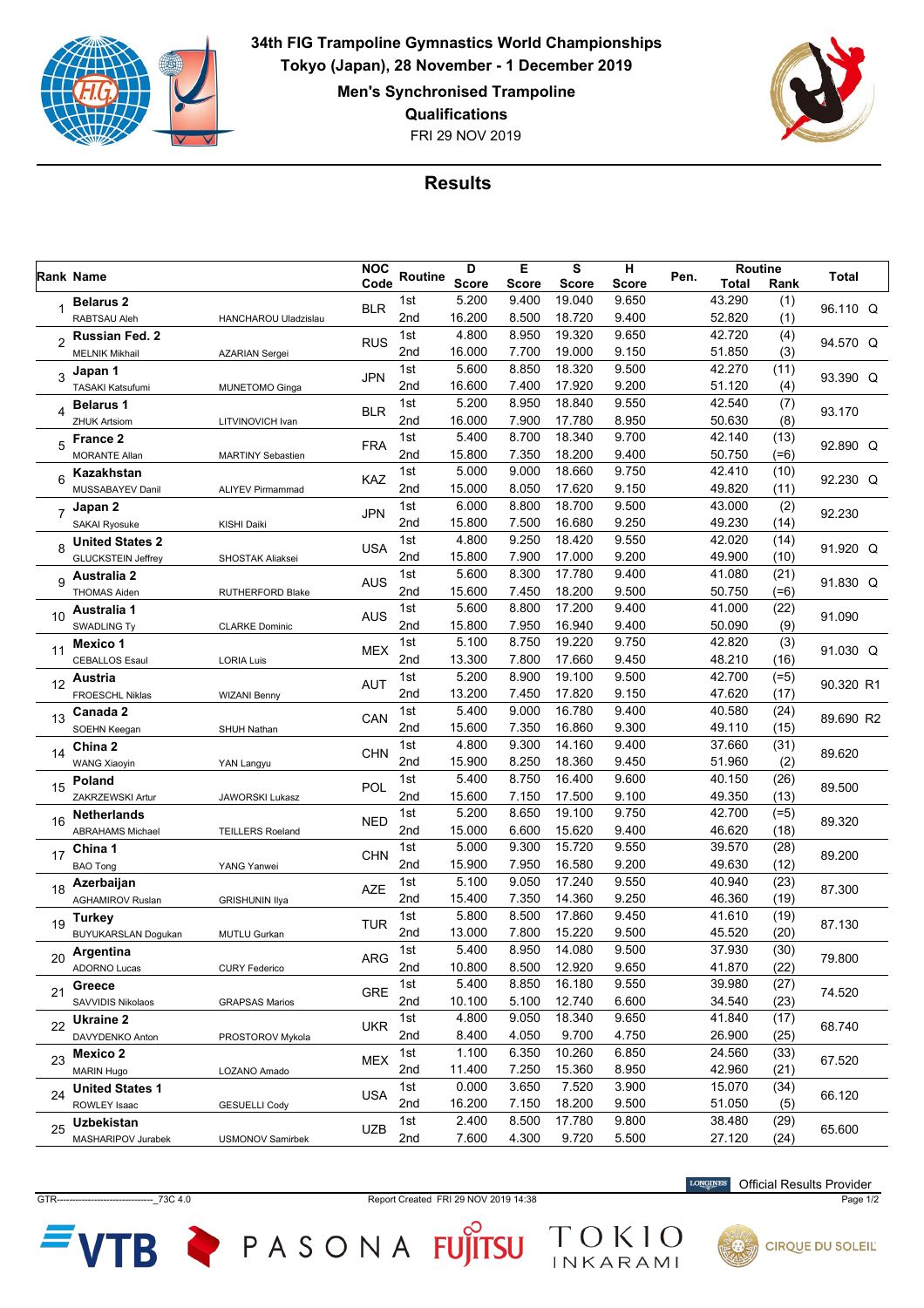# 34th FIG Trampoline Gymnastics World Championships

**Tokyo (Japan), 28 November - 1 December 2019**

**Men's Synchronised Trampoline**

**Qualifications**

FRI 29 NOV 2019

## Results

| Rank | Name | | NOC Code | Routine | D Score | E Score | S Score | H Score | Pen. | Routine Total | Routine Rank | Total |
|---|---|---|---|---|---|---|---|---|---|---|---|---|
| 1 | **Belarus 2** | | BLR | 1st | 5.200 | 9.400 | 19.040 | 9.650 | | 43.290 | (1) | 96.110 Q |
| | RABTSAU Aleh | HANCHAROU Uladzislau | | 2nd | 16.200 | 8.500 | 18.720 | 9.400 | | 52.820 | (1) | |
| 2 | **Russian Fed. 2** | | RUS | 1st | 4.800 | 8.950 | 19.320 | 9.650 | | 42.720 | (4) | 94.570 Q |
| | MELNIK Mikhail | AZARIAN Sergei | | 2nd | 16.000 | 7.700 | 19.000 | 9.150 | | 51.850 | (3) | |
| 3 | **Japan 1** | | JPN | 1st | 5.600 | 8.850 | 18.320 | 9.500 | | 42.270 | (11) | 93.390 Q |
| | TASAKI Katsufumi | MUNETOMO Ginga | | 2nd | 16.600 | 7.400 | 17.920 | 9.200 | | 51.120 | (4) | |
| 4 | **Belarus 1** | | BLR | 1st | 5.200 | 8.950 | 18.840 | 9.550 | | 42.540 | (7) | 93.170 |
| | ZHUK Artsiom | LITVINOVICH Ivan | | 2nd | 16.000 | 7.900 | 17.780 | 8.950 | | 50.630 | (8) | |
| 5 | **France 2** | | FRA | 1st | 5.400 | 8.700 | 18.340 | 9.700 | | 42.140 | (13) | 92.890 Q |
| | MORANTE Allan | MARTINY Sebastien | | 2nd | 15.800 | 7.350 | 18.200 | 9.400 | | 50.750 | (=6) | |
| 6 | **Kazakhstan** | | KAZ | 1st | 5.000 | 9.000 | 18.660 | 9.750 | | 42.410 | (10) | 92.230 Q |
| | MUSSABAYEV Danil | ALIYEV Pirmammad | | 2nd | 15.000 | 8.050 | 17.620 | 9.150 | | 49.820 | (11) | |
| 7 | **Japan 2** | | JPN | 1st | 6.000 | 8.800 | 18.700 | 9.500 | | 43.000 | (2) | 92.230 |
| | SAKAI Ryosuke | KISHI Daiki | | 2nd | 15.800 | 7.500 | 16.680 | 9.250 | | 49.230 | (14) | |
| 8 | **United States 2** | | USA | 1st | 4.800 | 9.250 | 18.420 | 9.550 | | 42.020 | (14) | 91.920 Q |
| | GLUCKSTEIN Jeffrey | SHOSTAK Aliaksei | | 2nd | 15.800 | 7.900 | 17.000 | 9.200 | | 49.900 | (10) | |
| 9 | **Australia 2** | | AUS | 1st | 5.600 | 8.300 | 17.780 | 9.400 | | 41.080 | (21) | 91.830 Q |
| | THOMAS Aiden | RUTHERFORD Blake | | 2nd | 15.600 | 7.450 | 18.200 | 9.500 | | 50.750 | (=6) | |
| 10 | **Australia 1** | | AUS | 1st | 5.600 | 8.800 | 17.200 | 9.400 | | 41.000 | (22) | 91.090 |
| | SWADLING Ty | CLARKE Dominic | | 2nd | 15.800 | 7.950 | 16.940 | 9.400 | | 50.090 | (9) | |
| 11 | **Mexico 1** | | MEX | 1st | 5.100 | 8.750 | 19.220 | 9.750 | | 42.820 | (3) | 91.030 Q |
| | CEBALLOS Esaul | LORIA Luis | | 2nd | 13.300 | 7.800 | 17.660 | 9.450 | | 48.210 | (16) | |
| 12 | **Austria** | | AUT | 1st | 5.200 | 8.900 | 19.100 | 9.500 | | 42.700 | (=5) | 90.320 R1 |
| | FROESCHL Niklas | WIZANI Benny | | 2nd | 13.200 | 7.450 | 17.820 | 9.150 | | 47.620 | (17) | |
| 13 | **Canada 2** | | CAN | 1st | 5.400 | 9.000 | 16.780 | 9.400 | | 40.580 | (24) | 89.690 R2 |
| | SOEHN Keegan | SHUH Nathan | | 2nd | 15.600 | 7.350 | 16.860 | 9.300 | | 49.110 | (15) | |
| 14 | **China 2** | | CHN | 1st | 4.800 | 9.300 | 14.160 | 9.400 | | 37.660 | (31) | 89.620 |
| | WANG Xiaoyin | YAN Langyu | | 2nd | 15.900 | 8.250 | 18.360 | 9.450 | | 51.960 | (2) | |
| 15 | **Poland** | | POL | 1st | 5.400 | 8.750 | 16.400 | 9.600 | | 40.150 | (26) | 89.500 |
| | ZAKRZEWSKI Artur | JAWORSKI Lukasz | | 2nd | 15.600 | 7.150 | 17.500 | 9.100 | | 49.350 | (13) | |
| 16 | **Netherlands** | | NED | 1st | 5.200 | 8.650 | 19.100 | 9.750 | | 42.700 | (=5) | 89.320 |
| | ABRAHAMS Michael | TEILLERS Roeland | | 2nd | 15.000 | 6.600 | 15.620 | 9.400 | | 46.620 | (18) | |
| 17 | **China 1** | | CHN | 1st | 5.000 | 9.300 | 15.720 | 9.550 | | 39.570 | (28) | 89.200 |
| | BAO Tong | YANG Yanwei | | 2nd | 15.900 | 7.950 | 16.580 | 9.200 | | 49.630 | (12) | |
| 18 | **Azerbaijan** | | AZE | 1st | 5.100 | 9.050 | 17.240 | 9.550 | | 40.940 | (23) | 87.300 |
| | AGHAMIROV Ruslan | GRISHUNIN Ilya | | 2nd | 15.400 | 7.350 | 14.360 | 9.250 | | 46.360 | (19) | |
| 19 | **Turkey** | | TUR | 1st | 5.800 | 8.500 | 17.860 | 9.450 | | 41.610 | (19) | 87.130 |
| | BUYUKARSLAN Dogukan | MUTLU Gurkan | | 2nd | 13.000 | 7.800 | 15.220 | 9.500 | | 45.520 | (20) | |
| 20 | **Argentina** | | ARG | 1st | 5.400 | 8.950 | 14.080 | 9.500 | | 37.930 | (30) | 79.800 |
| | ADORNO Lucas | CURY Federico | | 2nd | 10.800 | 8.500 | 12.920 | 9.650 | | 41.870 | (22) | |
| 21 | **Greece** | | GRE | 1st | 5.400 | 8.850 | 16.180 | 9.550 | | 39.980 | (27) | 74.520 |
| | SAVVIDIS Nikolaos | GRAPSAS Marios | | 2nd | 10.100 | 5.100 | 12.740 | 6.600 | | 34.540 | (23) | |
| 22 | **Ukraine 2** | | UKR | 1st | 4.800 | 9.050 | 18.340 | 9.650 | | 41.840 | (17) | 68.740 |
| | DAVYDENKO Anton | PROSTOROV Mykola | | 2nd | 8.400 | 4.050 | 9.700 | 4.750 | | 26.900 | (25) | |
| 23 | **Mexico 2** | | MEX | 1st | 1.100 | 6.350 | 10.260 | 6.850 | | 24.560 | (33) | 67.520 |
| | MARIN Hugo | LOZANO Amado | | 2nd | 11.400 | 7.250 | 15.360 | 8.950 | | 42.960 | (21) | |
| 24 | **United States 1** | | USA | 1st | 0.000 | 3.650 | 7.520 | 3.900 | | 15.070 | (34) | 66.120 |
| | ROWLEY Isaac | GESUELLI Cody | | 2nd | 16.200 | 7.150 | 18.200 | 9.500 | | 51.050 | (5) | |
| 25 | **Uzbekistan** | | UZB | 1st | 2.400 | 8.500 | 17.780 | 9.800 | | 38.480 | (29) | 65.600 |
| | MASHARIPOV Jurabek | USMONOV Samirbek | | 2nd | 7.600 | 4.300 | 9.720 | 5.500 | | 27.120 | (24) | |

GTR-------------------------------_73C 4.0 Report Created FRI 29 NOV 2019 14:38

LONGINES Official Results Provider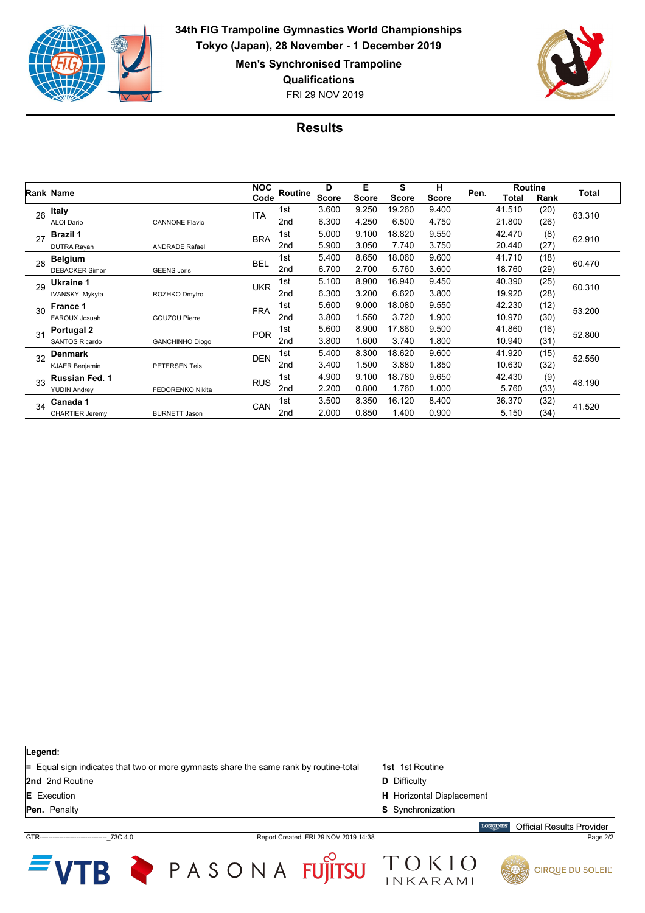**34th FIG Trampoline Gymnastics World Championships**
**Tokyo (Japan), 28 November - 1 December 2019**
**Men's Synchronised Trampoline**
**Qualifications**
FRI 29 NOV 2019

## Results

| Rank | Name | | NOC Code | Routine | D Score | E Score | S Score | H Score | Pen. | Routine Total | Routine Rank | Total |
|---|---|---|---|---|---|---|---|---|---|---|---|---|
| 26 | **Italy** | | ITA | 1st | 3.600 | 9.250 | 19.260 | 9.400 | | 41.510 | (20) | 63.310 |
| | ALOI Dario | CANNONE Flavio | | 2nd | 6.300 | 4.250 | 6.500 | 4.750 | | 21.800 | (26) | |
| 27 | **Brazil 1** | | BRA | 1st | 5.000 | 9.100 | 18.820 | 9.550 | | 42.470 | (8) | 62.910 |
| | DUTRA Rayan | ANDRADE Rafael | | 2nd | 5.900 | 3.050 | 7.740 | 3.750 | | 20.440 | (27) | |
| 28 | **Belgium** | | BEL | 1st | 5.400 | 8.650 | 18.060 | 9.600 | | 41.710 | (18) | 60.470 |
| | DEBACKER Simon | GEENS Joris | | 2nd | 6.700 | 2.700 | 5.760 | 3.600 | | 18.760 | (29) | |
| 29 | **Ukraine 1** | | UKR | 1st | 5.100 | 8.900 | 16.940 | 9.450 | | 40.390 | (25) | 60.310 |
| | IVANSKYI Mykyta | ROZHKO Dmytro | | 2nd | 6.300 | 3.200 | 6.620 | 3.800 | | 19.920 | (28) | |
| 30 | **France 1** | | FRA | 1st | 5.600 | 9.000 | 18.080 | 9.550 | | 42.230 | (12) | 53.200 |
| | FAROUX Josuah | GOUZOU Pierre | | 2nd | 3.800 | 1.550 | 3.720 | 1.900 | | 10.970 | (30) | |
| 31 | **Portugal 2** | | POR | 1st | 5.600 | 8.900 | 17.860 | 9.500 | | 41.860 | (16) | 52.800 |
| | SANTOS Ricardo | GANCHINHO Diogo | | 2nd | 3.800 | 1.600 | 3.740 | 1.800 | | 10.940 | (31) | |
| 32 | **Denmark** | | DEN | 1st | 5.400 | 8.300 | 18.620 | 9.600 | | 41.920 | (15) | 52.550 |
| | KJAER Benjamin | PETERSEN Teis | | 2nd | 3.400 | 1.500 | 3.880 | 1.850 | | 10.630 | (32) | |
| 33 | **Russian Fed. 1** | | RUS | 1st | 4.900 | 9.100 | 18.780 | 9.650 | | 42.430 | (9) | 48.190 |
| | YUDIN Andrey | FEDORENKO Nikita | | 2nd | 2.200 | 0.800 | 1.760 | 1.000 | | 5.760 | (33) | |
| 34 | **Canada 1** | | CAN | 1st | 3.500 | 8.350 | 16.120 | 8.400 | | 36.370 | (32) | 41.520 |
| | CHARTIER Jeremy | BURNETT Jason | | 2nd | 2.000 | 0.850 | 1.400 | 0.900 | | 5.150 | (34) | |

**Legend:**

**=** Equal sign indicates that two or more gymnasts share the same rank by routine-total
**2nd** 2nd Routine
**E** Execution
**Pen.** Penalty
**1st** 1st Routine
**D** Difficulty
**H** Horizontal Displacement
**S** Synchronization

Official Results Provider

GTR-------------------------------_73C 4.0 Report Created FRI 29 NOV 2019 14:38